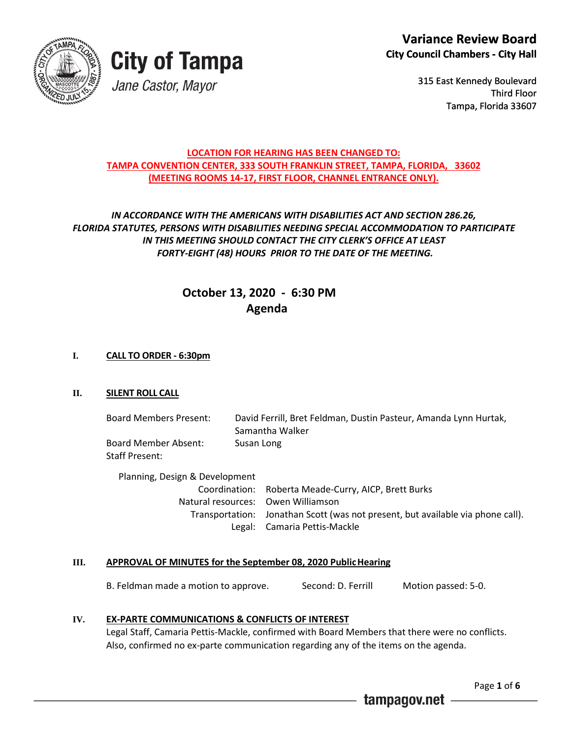# City of Tampa

*Jane Castor, Mayor*

**Variance Review Board**
**City Council Chambers - City Hall**

315 East Kennedy Boulevard
Third Floor
Tampa, Florida 33607

**LOCATION FOR HEARING HAS BEEN CHANGED TO:**
**TAMPA CONVENTION CENTER, 333 SOUTH FRANKLIN STREET, TAMPA, FLORIDA, 33602**
**(MEETING ROOMS 14-17, FIRST FLOOR, CHANNEL ENTRANCE ONLY).**

***IN ACCORDANCE WITH THE AMERICANS WITH DISABILITIES ACT AND SECTION 286.26, FLORIDA STATUTES, PERSONS WITH DISABILITIES NEEDING SPECIAL ACCOMMODATION TO PARTICIPATE IN THIS MEETING SHOULD CONTACT THE CITY CLERK'S OFFICE AT LEAST FORTY-EIGHT (48) HOURS PRIOR TO THE DATE OF THE MEETING.***

## October 13, 2020 - 6:30 PM
## Agenda

### I. CALL TO ORDER - 6:30pm

### II. SILENT ROLL CALL

Board Members Present: David Ferrill, Bret Feldman, Dustin Pasteur, Amanda Lynn Hurtak, Samantha Walker

Board Member Absent: Susan Long

Staff Present:

Planning, Design & Development

- Coordination: Roberta Meade-Curry, AICP, Brett Burks
- Natural resources: Owen Williamson
- Transportation: Jonathan Scott (was not present, but available via phone call).
- Legal: Camaria Pettis-Mackle

### III. APPROVAL OF MINUTES for the September 08, 2020 Public Hearing

B. Feldman made a motion to approve. Second: D. Ferrill Motion passed: 5-0.

### IV. EX-PARTE COMMUNICATIONS & CONFLICTS OF INTEREST

Legal Staff, Camaria Pettis-Mackle, confirmed with Board Members that there were no conflicts. Also, confirmed no ex-parte communication regarding any of the items on the agenda.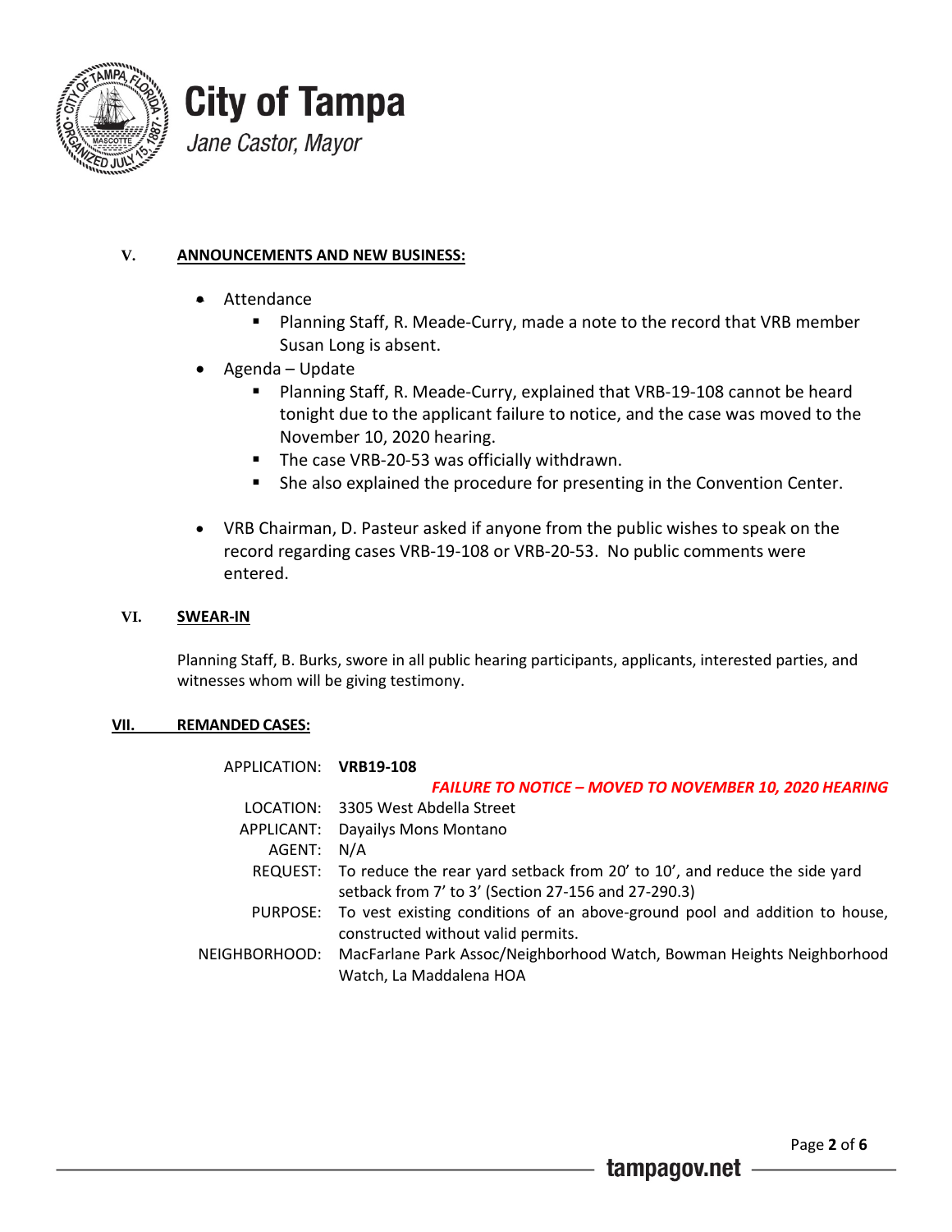### V. ANNOUNCEMENTS AND NEW BUSINESS:

- Attendance
  - Planning Staff, R. Meade-Curry, made a note to the record that VRB member Susan Long is absent.
- Agenda – Update
  - Planning Staff, R. Meade-Curry, explained that VRB-19-108 cannot be heard tonight due to the applicant failure to notice, and the case was moved to the November 10, 2020 hearing.
  - The case VRB-20-53 was officially withdrawn.
  - She also explained the procedure for presenting in the Convention Center.
- VRB Chairman, D. Pasteur asked if anyone from the public wishes to speak on the record regarding cases VRB-19-108 or VRB-20-53. No public comments were entered.

### VI. SWEAR-IN

Planning Staff, B. Burks, swore in all public hearing participants, applicants, interested parties, and witnesses whom will be giving testimony.

### VII. REMANDED CASES:

APPLICATION: **VRB19-108**

***FAILURE TO NOTICE – MOVED TO NOVEMBER 10, 2020 HEARING***

LOCATION: 3305 West Abdella Street

APPLICANT: Dayailys Mons Montano

AGENT: N/A

REQUEST: To reduce the rear yard setback from 20' to 10', and reduce the side yard setback from 7' to 3' (Section 27-156 and 27-290.3)

PURPOSE: To vest existing conditions of an above-ground pool and addition to house, constructed without valid permits.

NEIGHBORHOOD: MacFarlane Park Assoc/Neighborhood Watch, Bowman Heights Neighborhood Watch, La Maddalena HOA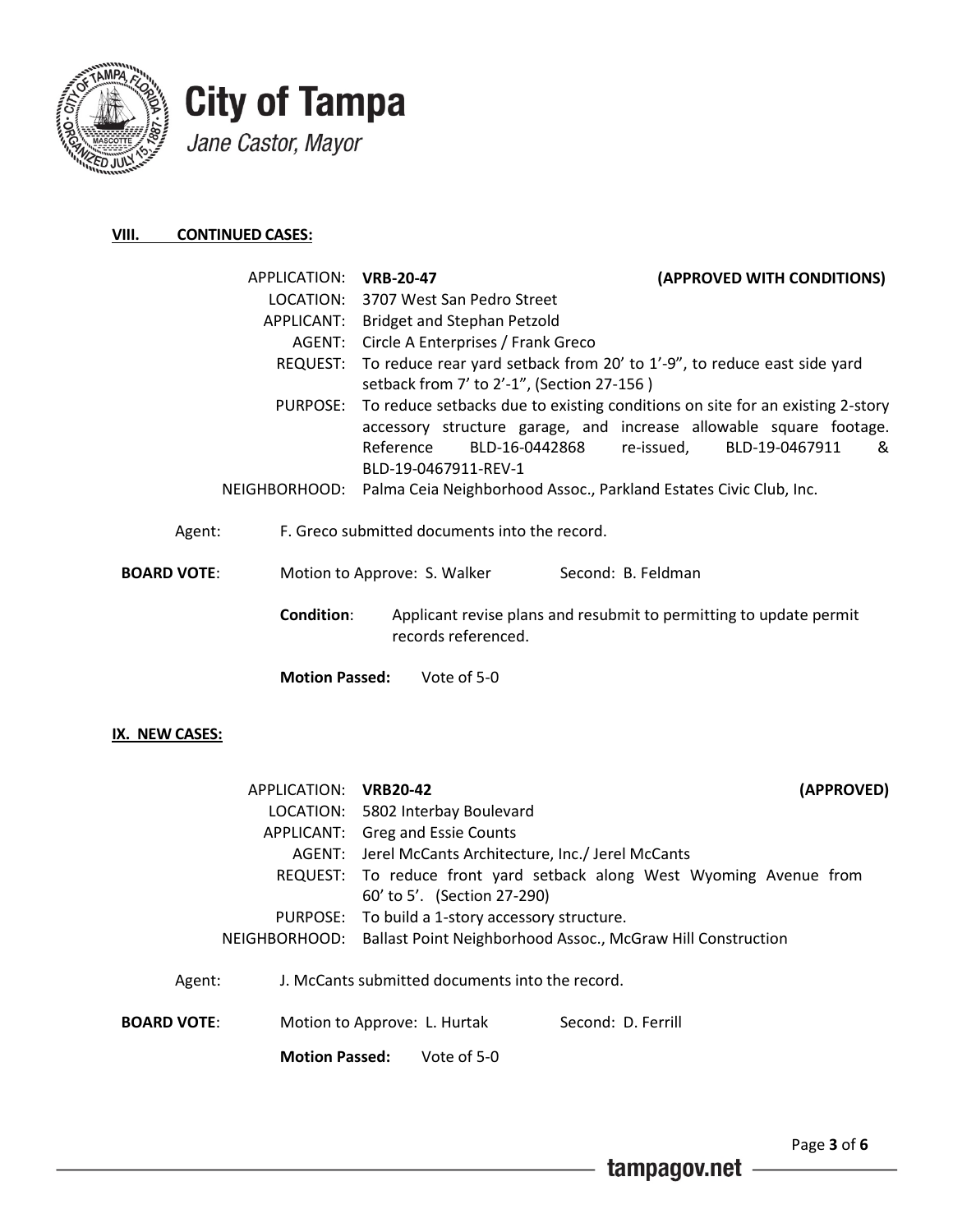**City of Tampa**
*Jane Castor, Mayor*

## VIII. CONTINUED CASES:

APPLICATION: **VRB-20-47** **(APPROVED WITH CONDITIONS)**
LOCATION: 3707 West San Pedro Street
APPLICANT: Bridget and Stephan Petzold
AGENT: Circle A Enterprises / Frank Greco
REQUEST: To reduce rear yard setback from 20' to 1'-9", to reduce east side yard setback from 7' to 2'-1", (Section 27-156 )
PURPOSE: To reduce setbacks due to existing conditions on site for an existing 2-story accessory structure garage, and increase allowable square footage. Reference BLD-16-0442868 re-issued, BLD-19-0467911 & BLD-19-0467911-REV-1
NEIGHBORHOOD: Palma Ceia Neighborhood Assoc., Parkland Estates Civic Club, Inc.

Agent: F. Greco submitted documents into the record.

**BOARD VOTE**: Motion to Approve: S. Walker Second: B. Feldman

**Condition**: Applicant revise plans and resubmit to permitting to update permit records referenced.

**Motion Passed:** Vote of 5-0

## IX. NEW CASES:

APPLICATION: **VRB20-42** **(APPROVED)**
LOCATION: 5802 Interbay Boulevard
APPLICANT: Greg and Essie Counts
AGENT: Jerel McCants Architecture, Inc./ Jerel McCants
REQUEST: To reduce front yard setback along West Wyoming Avenue from 60' to 5'. (Section 27-290)
PURPOSE: To build a 1-story accessory structure.
NEIGHBORHOOD: Ballast Point Neighborhood Assoc., McGraw Hill Construction

Agent: J. McCants submitted documents into the record.

**BOARD VOTE**: Motion to Approve: L. Hurtak Second: D. Ferrill

**Motion Passed:** Vote of 5-0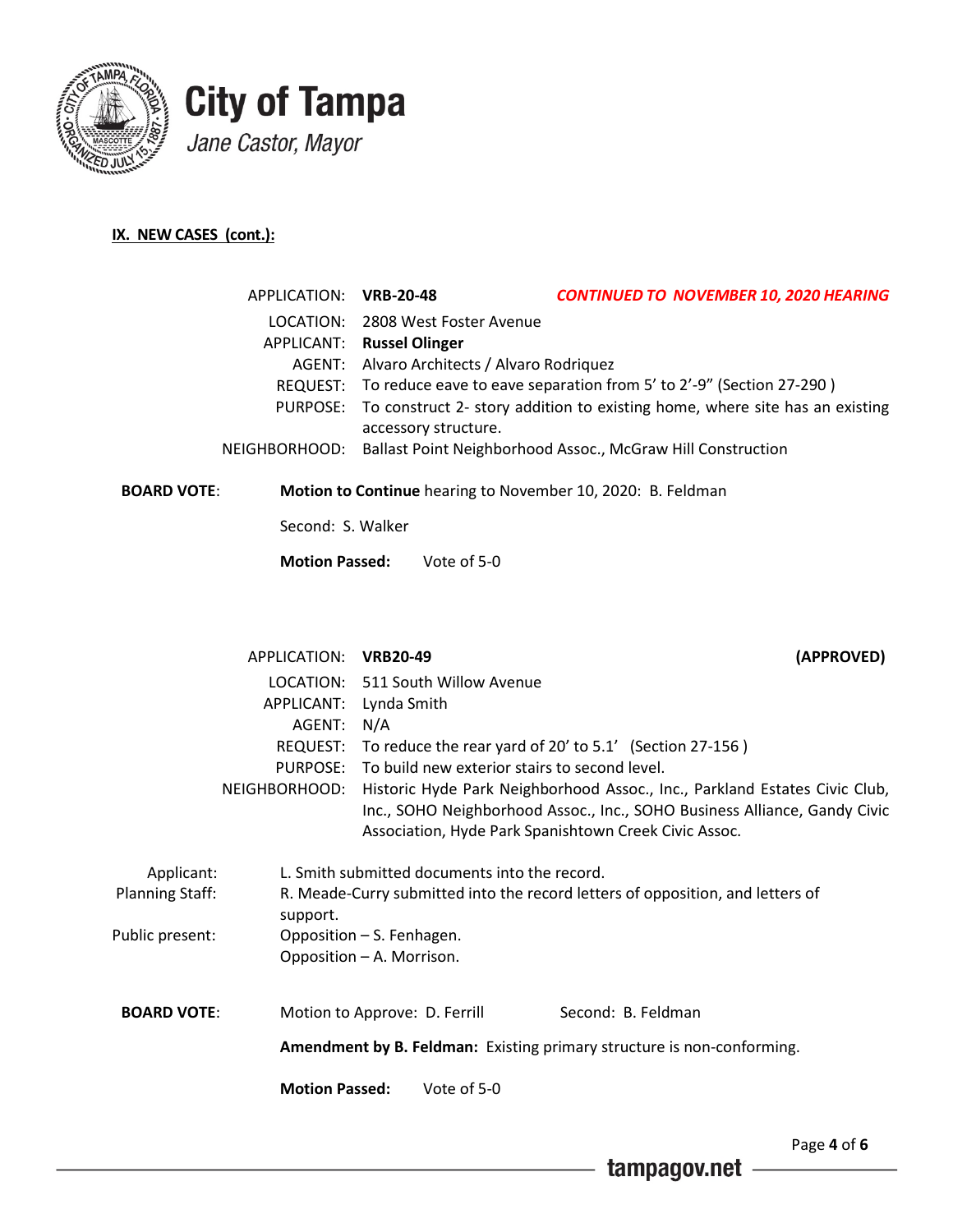**IX. NEW CASES (cont.):**

APPLICATION: **VRB-20-48** ***CONTINUED TO NOVEMBER 10, 2020 HEARING***

LOCATION: 2808 West Foster Avenue

APPLICANT: **Russel Olinger**

AGENT: Alvaro Architects / Alvaro Rodriquez

REQUEST: To reduce eave to eave separation from 5' to 2'-9" (Section 27-290 )

PURPOSE: To construct 2- story addition to existing home, where site has an existing accessory structure.

NEIGHBORHOOD: Ballast Point Neighborhood Assoc., McGraw Hill Construction

**BOARD VOTE**: **Motion to Continue** hearing to November 10, 2020: B. Feldman

Second: S. Walker

**Motion Passed:** Vote of 5-0

APPLICATION: **VRB20-49** **(APPROVED)**

LOCATION: 511 South Willow Avenue

APPLICANT: Lynda Smith

AGENT: N/A

REQUEST: To reduce the rear yard of 20' to 5.1' (Section 27-156 )

PURPOSE: To build new exterior stairs to second level.

NEIGHBORHOOD: Historic Hyde Park Neighborhood Assoc., Inc., Parkland Estates Civic Club, Inc., SOHO Neighborhood Assoc., Inc., SOHO Business Alliance, Gandy Civic Association, Hyde Park Spanishtown Creek Civic Assoc.

Applicant: L. Smith submitted documents into the record.

Planning Staff: R. Meade-Curry submitted into the record letters of opposition, and letters of support.

Public present: Opposition – S. Fenhagen.
Opposition – A. Morrison.

**BOARD VOTE**: Motion to Approve: D. Ferrill Second: B. Feldman

**Amendment by B. Feldman:** Existing primary structure is non-conforming.

**Motion Passed:** Vote of 5-0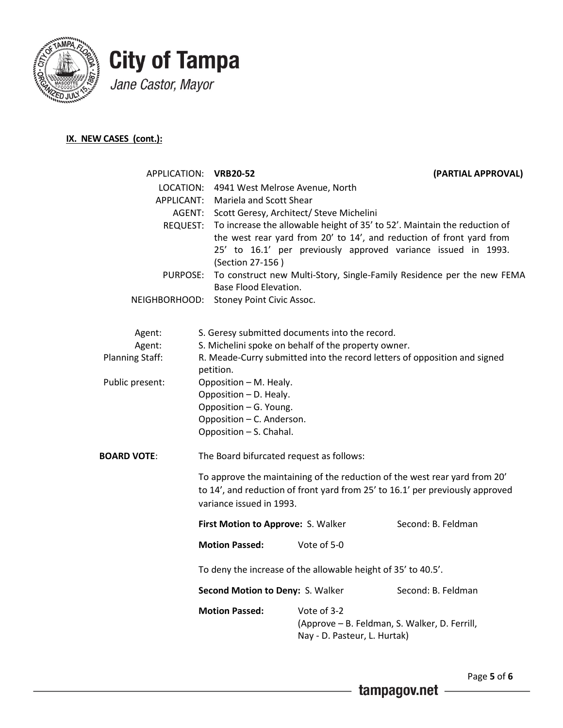**City of Tampa**

*Jane Castor, Mayor*

**IX. NEW CASES (cont.):**

| | | |
|---|---|---|
| APPLICATION: | **VRB20-52** | **(PARTIAL APPROVAL)** |
| LOCATION: | 4941 West Melrose Avenue, North | |
| APPLICANT: | Mariela and Scott Shear | |
| AGENT: | Scott Geresy, Architect/ Steve Michelini | |
| REQUEST: | To increase the allowable height of 35' to 52'. Maintain the reduction of the west rear yard from 20' to 14', and reduction of front yard from 25' to 16.1' per previously approved variance issued in 1993. (Section 27-156 ) | |
| PURPOSE: | To construct new Multi-Story, Single-Family Residence per the new FEMA Base Flood Elevation. | |
| NEIGHBORHOOD: | Stoney Point Civic Assoc. | |

Agent: S. Geresy submitted documents into the record.

Agent: S. Michelini spoke on behalf of the property owner.

Planning Staff: R. Meade-Curry submitted into the record letters of opposition and signed petition.

Public present:
- Opposition – M. Healy.
- Opposition – D. Healy.
- Opposition – G. Young.
- Opposition – C. Anderson.
- Opposition – S. Chahal.

**BOARD VOTE**: The Board bifurcated request as follows:

To approve the maintaining of the reduction of the west rear yard from 20' to 14', and reduction of front yard from 25' to 16.1' per previously approved variance issued in 1993.

**First Motion to Approve:** S. Walker Second: B. Feldman

**Motion Passed:** Vote of 5-0

To deny the increase of the allowable height of 35' to 40.5'.

**Second Motion to Deny:** S. Walker Second: B. Feldman

**Motion Passed:** Vote of 3-2
(Approve – B. Feldman, S. Walker, D. Ferrill,
Nay - D. Pasteur, L. Hurtak)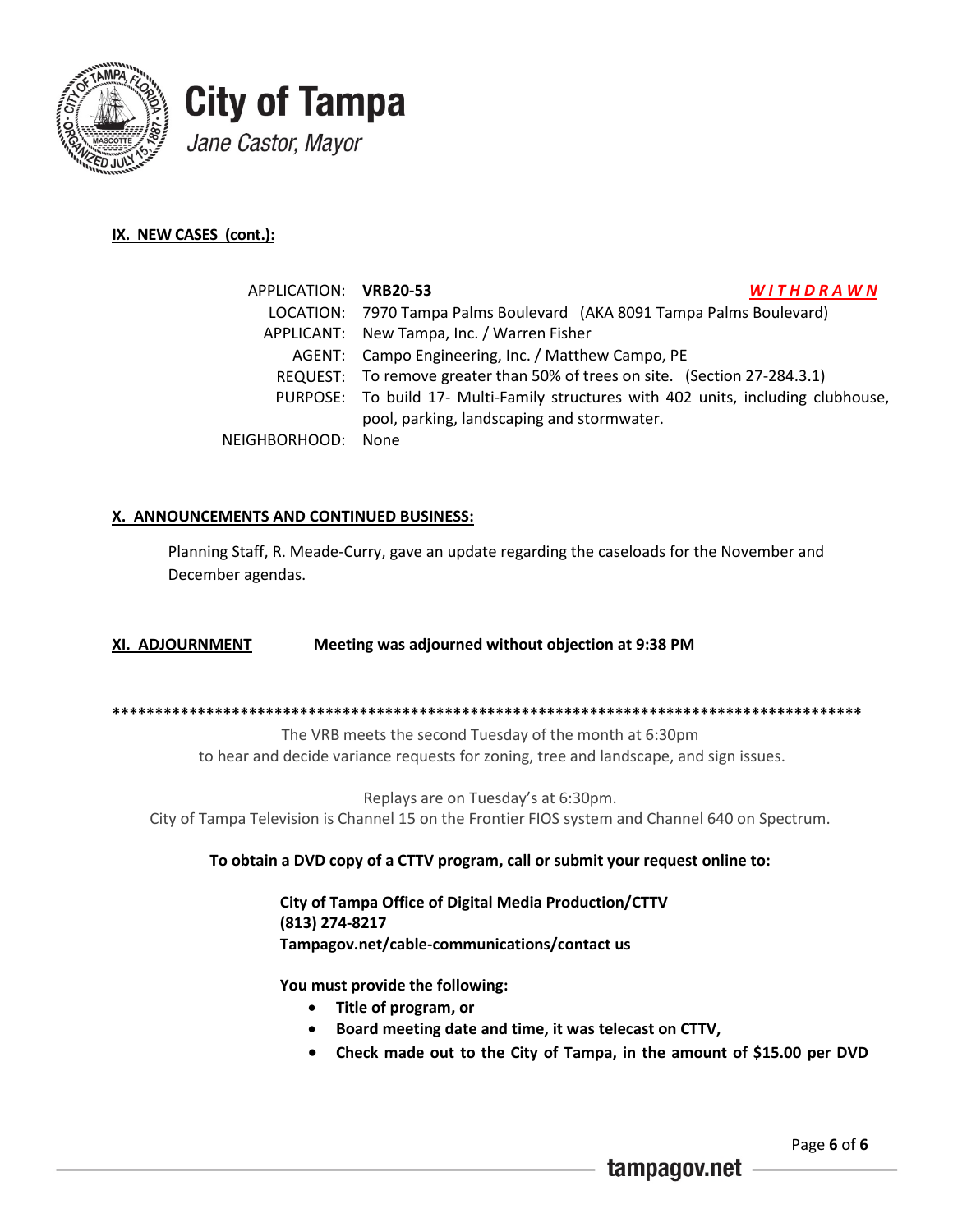**City of Tampa**

*Jane Castor, Mayor*

**IX. NEW CASES (cont.):**

| | | |
|---|---|---|
| APPLICATION: | **VRB20-53** | ***WITHDRAWN*** |
| LOCATION: | 7970 Tampa Palms Boulevard (AKA 8091 Tampa Palms Boulevard) | |
| APPLICANT: | New Tampa, Inc. / Warren Fisher | |
| AGENT: | Campo Engineering, Inc. / Matthew Campo, PE | |
| REQUEST: | To remove greater than 50% of trees on site. (Section 27-284.3.1) | |
| PURPOSE: | To build 17- Multi-Family structures with 402 units, including clubhouse, pool, parking, landscaping and stormwater. | |
| NEIGHBORHOOD: | None | |

**X. ANNOUNCEMENTS AND CONTINUED BUSINESS:**

Planning Staff, R. Meade-Curry, gave an update regarding the caseloads for the November and December agendas.

**XI. ADJOURNMENT** **Meeting was adjourned without objection at 9:38 PM**

*********************************************************************************************

The VRB meets the second Tuesday of the month at 6:30pm
to hear and decide variance requests for zoning, tree and landscape, and sign issues.

Replays are on Tuesday's at 6:30pm.
City of Tampa Television is Channel 15 on the Frontier FIOS system and Channel 640 on Spectrum.

**To obtain a DVD copy of a CTTV program, call or submit your request online to:**

**City of Tampa Office of Digital Media Production/CTTV**
**(813) 274-8217**
**Tampagov.net/cable-communications/contact us**

**You must provide the following:**

- **Title of program, or**
- **Board meeting date and time, it was telecast on CTTV,**
- **Check made out to the City of Tampa, in the amount of $15.00 per DVD**